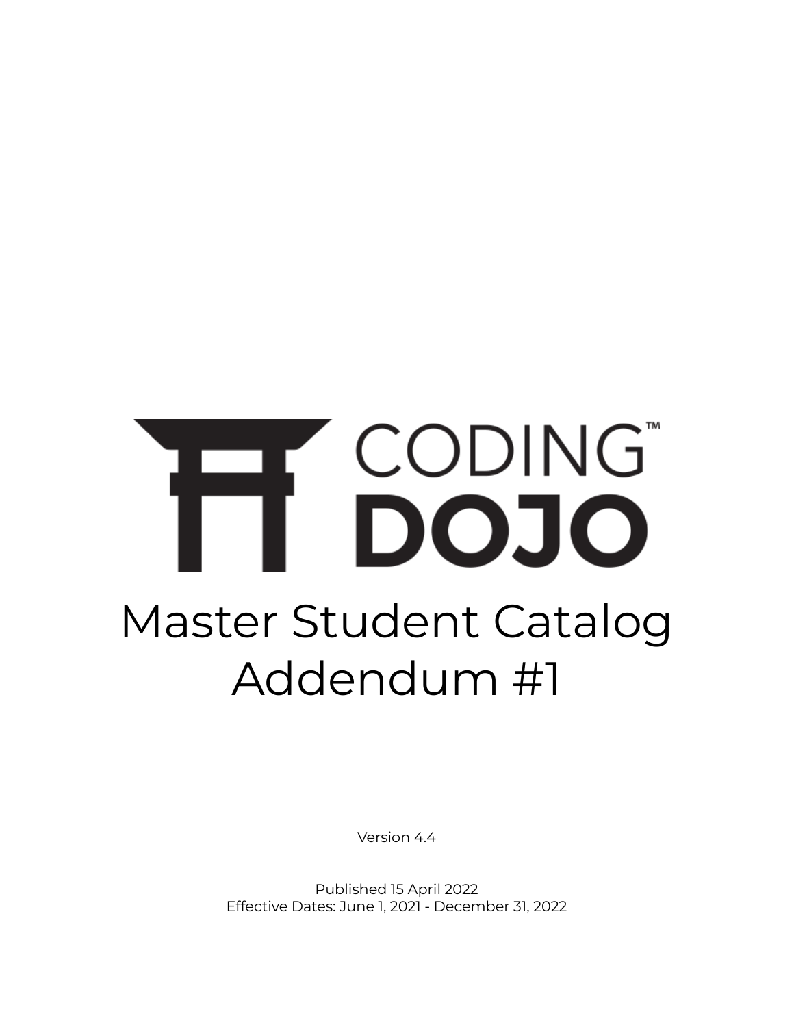# CODING™ DOJO

# Master Student Catalog Addendum #1

Version 4.4

Published 15 April 2022
Effective Dates: June 1, 2021 - December 31, 2022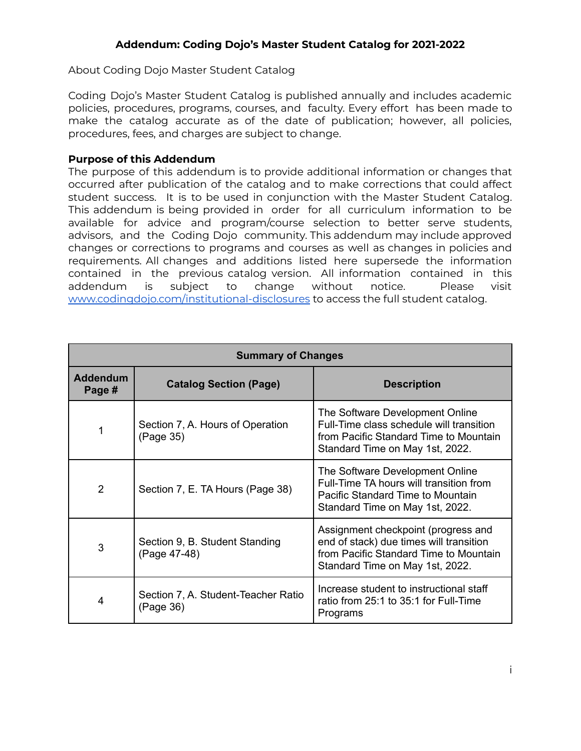**Addendum: Coding Dojo's Master Student Catalog for 2021-2022**

About Coding Dojo Master Student Catalog

Coding Dojo's Master Student Catalog is published annually and includes academic policies, procedures, programs, courses, and faculty. Every effort has been made to make the catalog accurate as of the date of publication; however, all policies, procedures, fees, and charges are subject to change.

**Purpose of this Addendum**

The purpose of this addendum is to provide additional information or changes that occurred after publication of the catalog and to make corrections that could affect student success. It is to be used in conjunction with the Master Student Catalog. This addendum is being provided in order for all curriculum information to be available for advice and program/course selection to better serve students, advisors, and the Coding Dojo community. This addendum may include approved changes or corrections to programs and courses as well as changes in policies and requirements. All changes and additions listed here supersede the information contained in the previous catalog version. All information contained in this addendum is subject to change without notice. Please visit [www.codingdojo.com/institutional-disclosures](http://www.codingdojo.com/institutional-disclosures) to access the full student catalog.

| Summary of Changes | | |
|---|---|---|
| **Addendum Page #** | **Catalog Section (Page)** | **Description** |
| 1 | Section 7, A. Hours of Operation (Page 35) | The Software Development Online Full-Time class schedule will transition from Pacific Standard Time to Mountain Standard Time on May 1st, 2022. |
| 2 | Section 7, E. TA Hours (Page 38) | The Software Development Online Full-Time TA hours will transition from Pacific Standard Time to Mountain Standard Time on May 1st, 2022. |
| 3 | Section 9, B. Student Standing (Page 47-48) | Assignment checkpoint (progress and end of stack) due times will transition from Pacific Standard Time to Mountain Standard Time on May 1st, 2022. |
| 4 | Section 7, A. Student-Teacher Ratio (Page 36) | Increase student to instructional staff ratio from 25:1 to 35:1 for Full-Time Programs |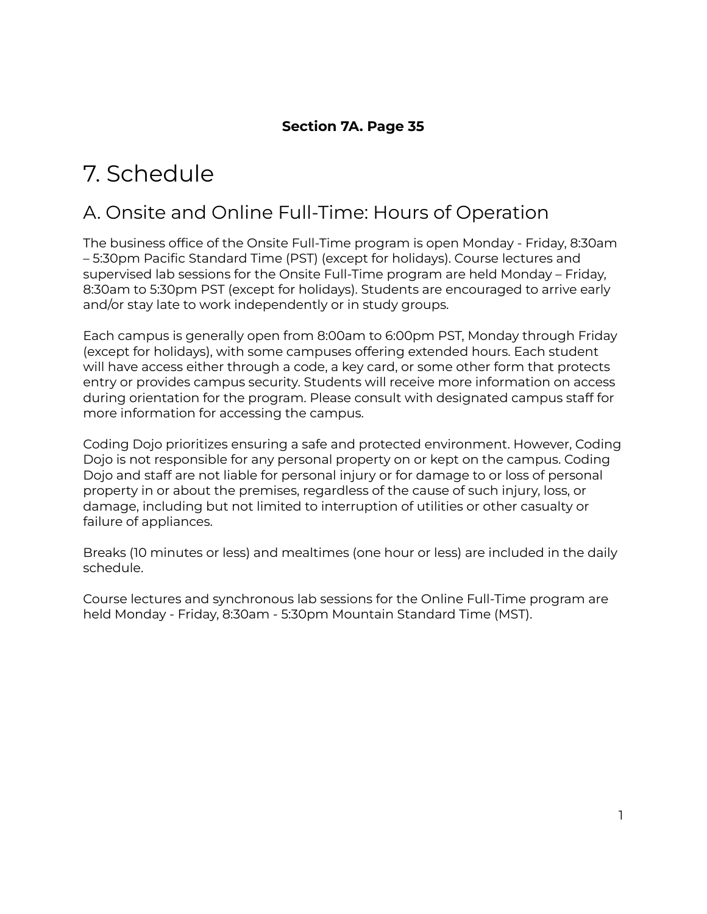**Section 7A. Page 35**

# 7. Schedule

## A. Onsite and Online Full-Time: Hours of Operation

The business office of the Onsite Full-Time program is open Monday - Friday, 8:30am – 5:30pm Pacific Standard Time (PST) (except for holidays). Course lectures and supervised lab sessions for the Onsite Full-Time program are held Monday – Friday, 8:30am to 5:30pm PST (except for holidays). Students are encouraged to arrive early and/or stay late to work independently or in study groups.

Each campus is generally open from 8:00am to 6:00pm PST, Monday through Friday (except for holidays), with some campuses offering extended hours. Each student will have access either through a code, a key card, or some other form that protects entry or provides campus security. Students will receive more information on access during orientation for the program. Please consult with designated campus staff for more information for accessing the campus.

Coding Dojo prioritizes ensuring a safe and protected environment. However, Coding Dojo is not responsible for any personal property on or kept on the campus. Coding Dojo and staff are not liable for personal injury or for damage to or loss of personal property in or about the premises, regardless of the cause of such injury, loss, or damage, including but not limited to interruption of utilities or other casualty or failure of appliances.

Breaks (10 minutes or less) and mealtimes (one hour or less) are included in the daily schedule.

Course lectures and synchronous lab sessions for the Online Full-Time program are held Monday - Friday, 8:30am - 5:30pm Mountain Standard Time (MST).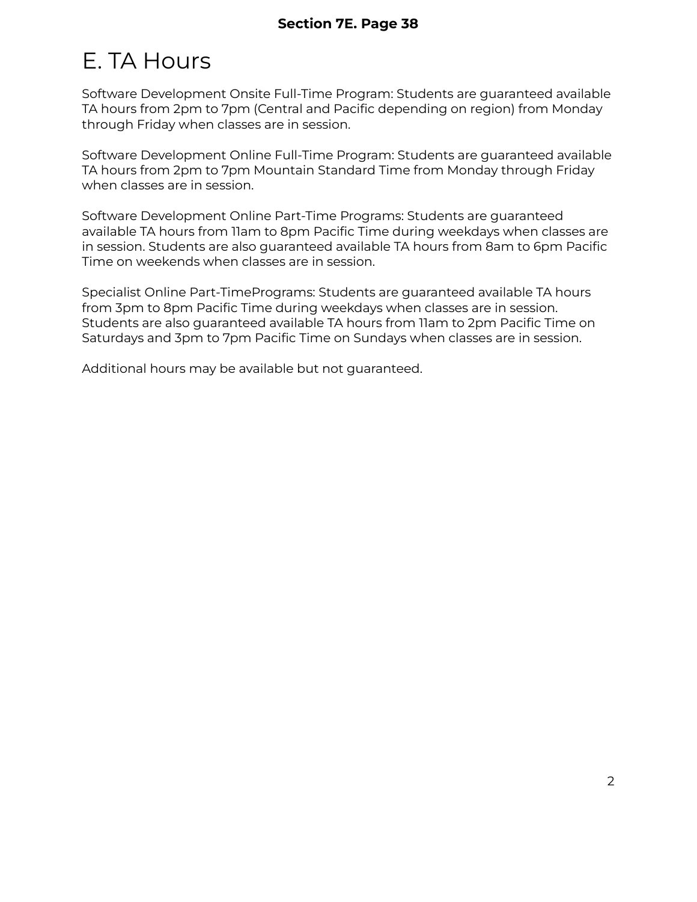**Section 7E. Page 38**

# E. TA Hours

Software Development Onsite Full-Time Program: Students are guaranteed available TA hours from 2pm to 7pm (Central and Pacific depending on region) from Monday through Friday when classes are in session.

Software Development Online Full-Time Program: Students are guaranteed available TA hours from 2pm to 7pm Mountain Standard Time from Monday through Friday when classes are in session.

Software Development Online Part-Time Programs: Students are guaranteed available TA hours from 11am to 8pm Pacific Time during weekdays when classes are in session. Students are also guaranteed available TA hours from 8am to 6pm Pacific Time on weekends when classes are in session.

Specialist Online Part-TimePrograms: Students are guaranteed available TA hours from 3pm to 8pm Pacific Time during weekdays when classes are in session. Students are also guaranteed available TA hours from 11am to 2pm Pacific Time on Saturdays and 3pm to 7pm Pacific Time on Sundays when classes are in session.

Additional hours may be available but not guaranteed.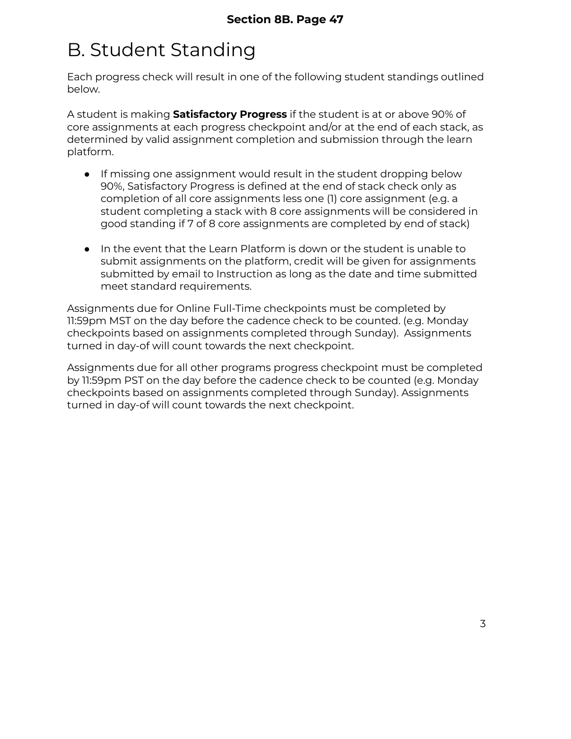**Section 8B. Page 47**

# B. Student Standing

Each progress check will result in one of the following student standings outlined below.

A student is making **Satisfactory Progress** if the student is at or above 90% of core assignments at each progress checkpoint and/or at the end of each stack, as determined by valid assignment completion and submission through the learn platform.

- If missing one assignment would result in the student dropping below 90%, Satisfactory Progress is defined at the end of stack check only as completion of all core assignments less one (1) core assignment (e.g. a student completing a stack with 8 core assignments will be considered in good standing if 7 of 8 core assignments are completed by end of stack)

- In the event that the Learn Platform is down or the student is unable to submit assignments on the platform, credit will be given for assignments submitted by email to Instruction as long as the date and time submitted meet standard requirements.

Assignments due for Online Full-Time checkpoints must be completed by 11:59pm MST on the day before the cadence check to be counted. (e.g. Monday checkpoints based on assignments completed through Sunday). Assignments turned in day-of will count towards the next checkpoint.

Assignments due for all other programs progress checkpoint must be completed by 11:59pm PST on the day before the cadence check to be counted (e.g. Monday checkpoints based on assignments completed through Sunday). Assignments turned in day-of will count towards the next checkpoint.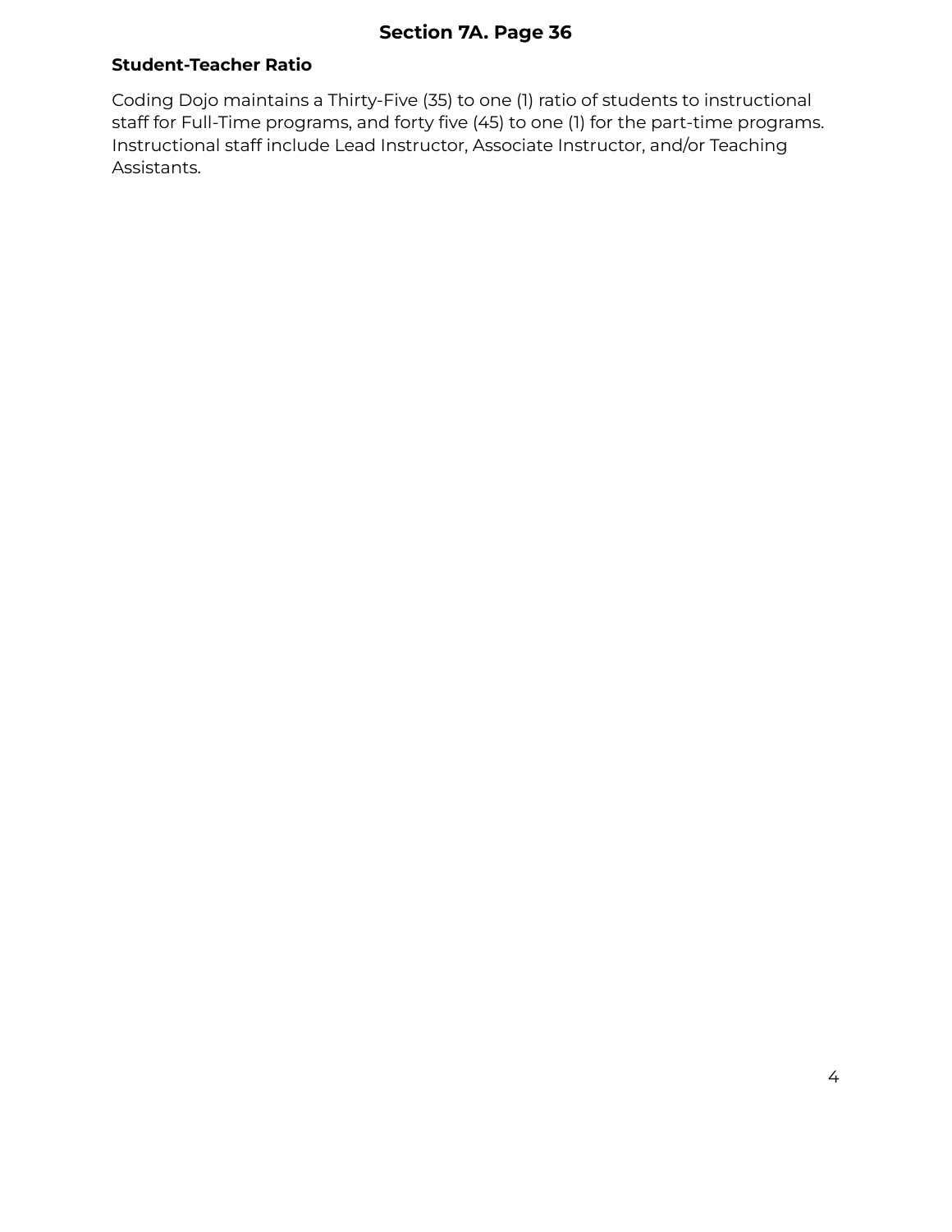## Section 7A. Page 36

**Student-Teacher Ratio**

Coding Dojo maintains a Thirty-Five (35) to one (1) ratio of students to instructional staff for Full-Time programs, and forty five (45) to one (1) for the part-time programs. Instructional staff include Lead Instructor, Associate Instructor, and/or Teaching Assistants.